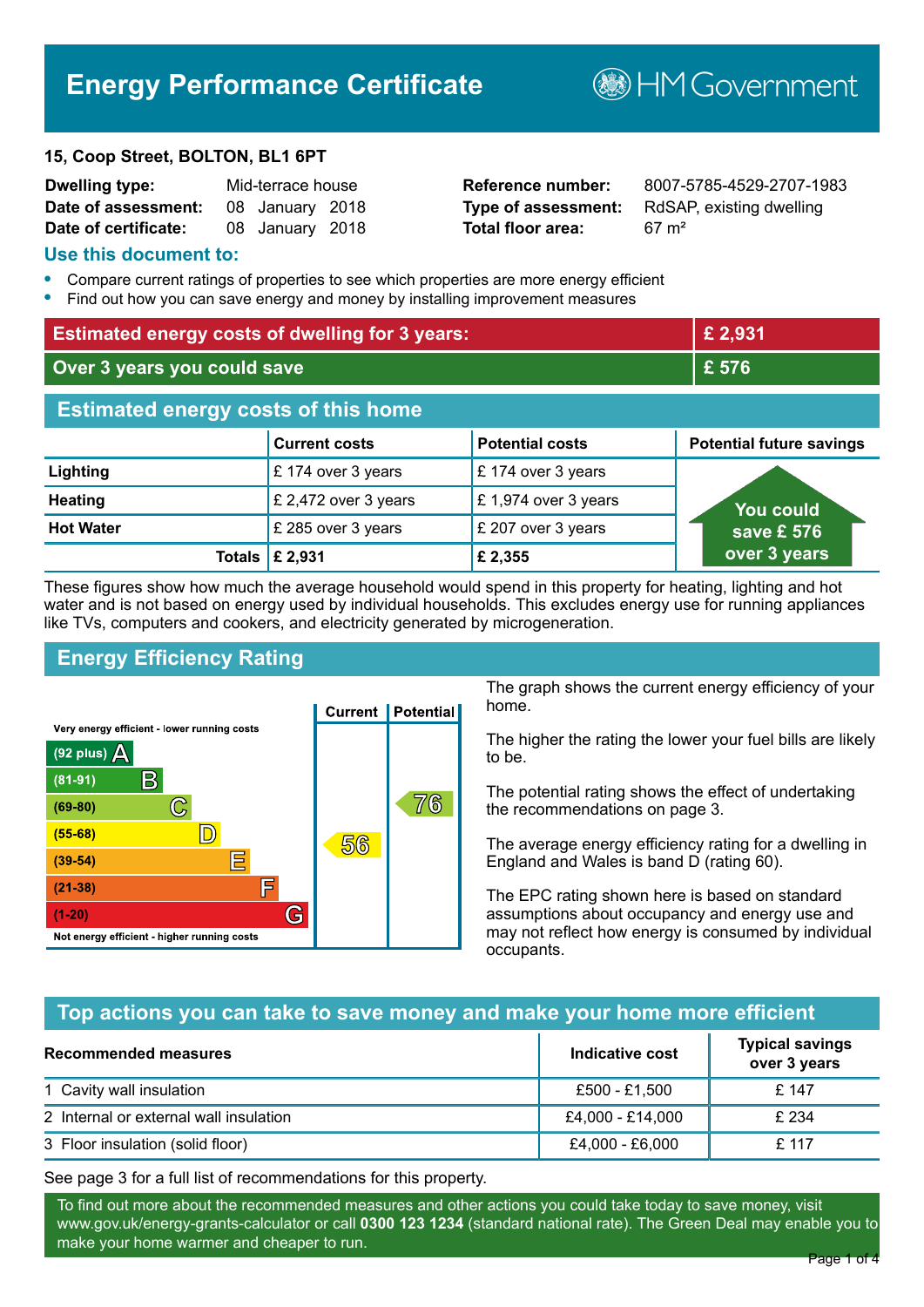# Energy Performance Certificate

HM Government

**15, Coop Street, BOLTON, BL1 6PT**

| | | | |
|---|---|---|---|
| **Dwelling type:** | Mid-terrace house | **Reference number:** | 8007-5785-4529-2707-1983 |
| **Date of assessment:** | 08 January 2018 | **Type of assessment:** | RdSAP, existing dwelling |
| **Date of certificate:** | 08 January 2018 | **Total floor area:** | 67 m² |

## Use this document to:

- Compare current ratings of properties to see which properties are more energy efficient
- Find out how you can save energy and money by installing improvement measures

| | |
|---|---|
| **Estimated energy costs of dwelling for 3 years:** | **£ 2,931** |
| **Over 3 years you could save** | **£ 576** |

## Estimated energy costs of this home

| | Current costs | Potential costs | Potential future savings |
|---|---|---|---|
| **Lighting** | £ 174 over 3 years | £ 174 over 3 years | You could save £ 576 over 3 years |
| **Heating** | £ 2,472 over 3 years | £ 1,974 over 3 years | |
| **Hot Water** | £ 285 over 3 years | £ 207 over 3 years | |
| **Totals** | **£ 2,931** | **£ 2,355** | |

These figures show how much the average household would spend in this property for heating, lighting and hot water and is not based on energy used by individual households. This excludes energy use for running appliances like TVs, computers and cookers, and electricity generated by microgeneration.

## Energy Efficiency Rating

| Rating | Current | Potential |
|---|---|---|
| Very energy efficient - lower running costs | | |
| (92 plus) A | | |
| (81-91) B | | |
| (69-80) C | | 76 |
| (55-68) D | 56 | |
| (39-54) E | | |
| (21-38) F | | |
| (1-20) G | | |
| Not energy efficient - higher running costs | | |

The graph shows the current energy efficiency of your home.

The higher the rating the lower your fuel bills are likely to be.

The potential rating shows the effect of undertaking the recommendations on page 3.

The average energy efficiency rating for a dwelling in England and Wales is band D (rating 60).

The EPC rating shown here is based on standard assumptions about occupancy and energy use and may not reflect how energy is consumed by individual occupants.

## Top actions you can take to save money and make your home more efficient

| Recommended measures | Indicative cost | Typical savings over 3 years |
|---|---|---|
| 1 Cavity wall insulation | £500 - £1,500 | £ 147 |
| 2 Internal or external wall insulation | £4,000 - £14,000 | £ 234 |
| 3 Floor insulation (solid floor) | £4,000 - £6,000 | £ 117 |

See page 3 for a full list of recommendations for this property.

To find out more about the recommended measures and other actions you could take today to save money, visit www.gov.uk/energy-grants-calculator or call **0300 123 1234** (standard national rate). The Green Deal may enable you to make your home warmer and cheaper to run.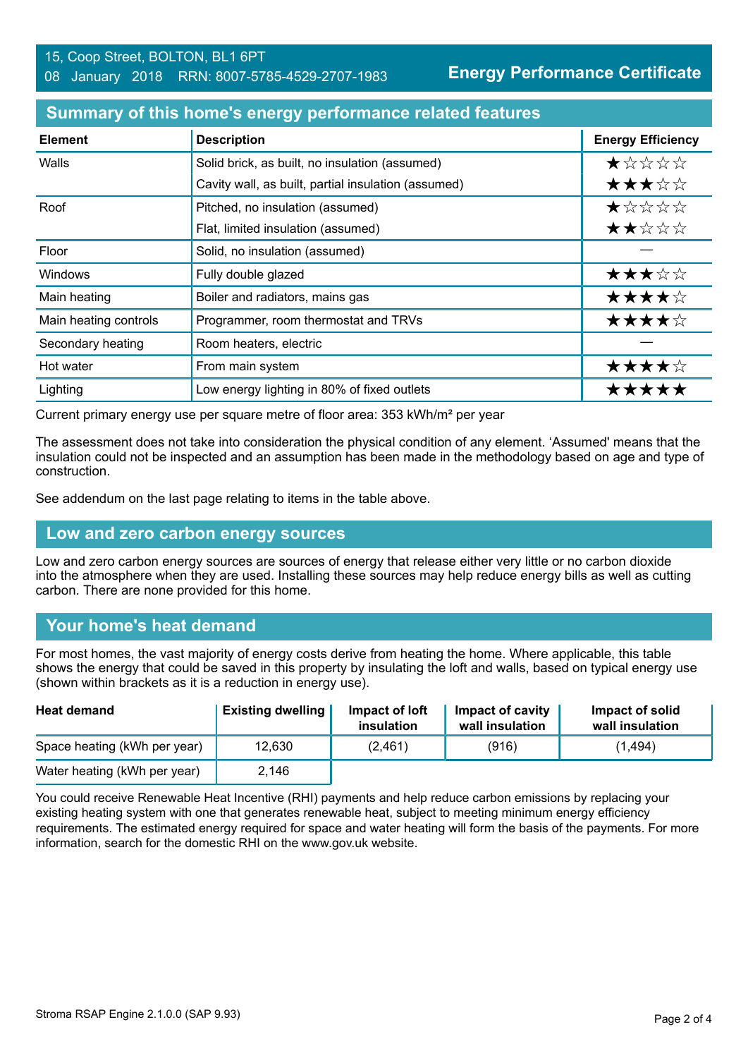15, Coop Street, BOLTON, BL1 6PT
08 January 2018 RRN: 8007-5785-4529-2707-1983

**Energy Performance Certificate**

## Summary of this home's energy performance related features

| Element | Description | Energy Efficiency |
|---|---|---|
| Walls | Solid brick, as built, no insulation (assumed) | ★☆☆☆☆ |
| | Cavity wall, as built, partial insulation (assumed) | ★★★☆☆ |
| Roof | Pitched, no insulation (assumed) | ★☆☆☆☆ |
| | Flat, limited insulation (assumed) | ★★☆☆☆ |
| Floor | Solid, no insulation (assumed) | — |
| Windows | Fully double glazed | ★★★☆☆ |
| Main heating | Boiler and radiators, mains gas | ★★★★☆ |
| Main heating controls | Programmer, room thermostat and TRVs | ★★★★☆ |
| Secondary heating | Room heaters, electric | — |
| Hot water | From main system | ★★★★☆ |
| Lighting | Low energy lighting in 80% of fixed outlets | ★★★★★ |

Current primary energy use per square metre of floor area: 353 kWh/m² per year

The assessment does not take into consideration the physical condition of any element. 'Assumed' means that the insulation could not be inspected and an assumption has been made in the methodology based on age and type of construction.

See addendum on the last page relating to items in the table above.

## Low and zero carbon energy sources

Low and zero carbon energy sources are sources of energy that release either very little or no carbon dioxide into the atmosphere when they are used. Installing these sources may help reduce energy bills as well as cutting carbon. There are none provided for this home.

## Your home's heat demand

For most homes, the vast majority of energy costs derive from heating the home. Where applicable, this table shows the energy that could be saved in this property by insulating the loft and walls, based on typical energy use (shown within brackets as it is a reduction in energy use).

| Heat demand | Existing dwelling | Impact of loft insulation | Impact of cavity wall insulation | Impact of solid wall insulation |
|---|---|---|---|---|
| Space heating (kWh per year) | 12,630 | (2,461) | (916) | (1,494) |
| Water heating (kWh per year) | 2,146 | | | |

You could receive Renewable Heat Incentive (RHI) payments and help reduce carbon emissions by replacing your existing heating system with one that generates renewable heat, subject to meeting minimum energy efficiency requirements. The estimated energy required for space and water heating will form the basis of the payments. For more information, search for the domestic RHI on the www.gov.uk website.

Stroma RSAP Engine 2.1.0.0 (SAP 9.93)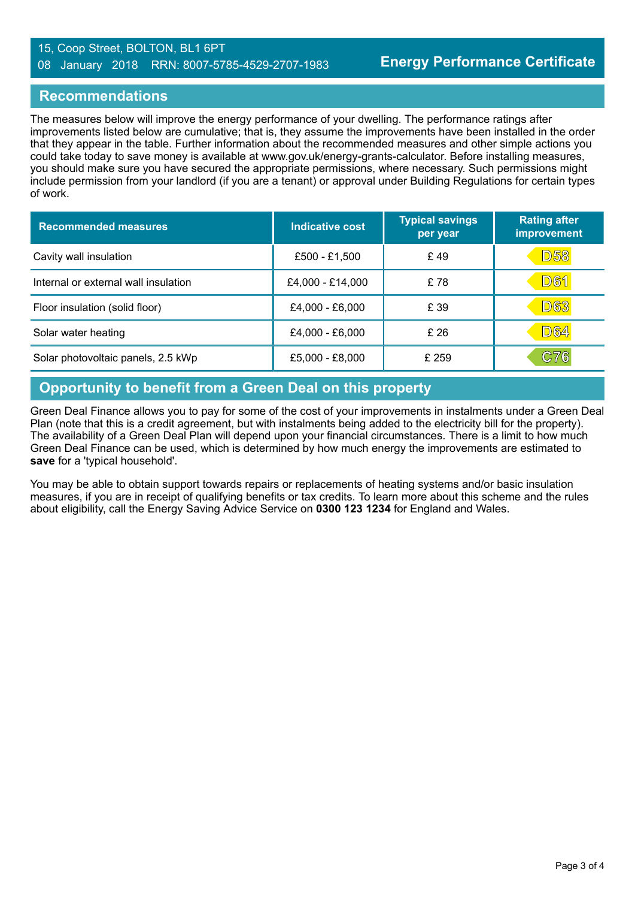15, Coop Street, BOLTON, BL1 6PT
08 January 2018 RRN: 8007-5785-4529-2707-1983

**Energy Performance Certificate**

## Recommendations

The measures below will improve the energy performance of your dwelling. The performance ratings after improvements listed below are cumulative; that is, they assume the improvements have been installed in the order that they appear in the table. Further information about the recommended measures and other simple actions you could take today to save money is available at www.gov.uk/energy-grants-calculator. Before installing measures, you should make sure you have secured the appropriate permissions, where necessary. Such permissions might include permission from your landlord (if you are a tenant) or approval under Building Regulations for certain types of work.

| Recommended measures | Indicative cost | Typical savings per year | Rating after improvement |
|---|---|---|---|
| Cavity wall insulation | £500 - £1,500 | £ 49 | D58 |
| Internal or external wall insulation | £4,000 - £14,000 | £ 78 | D61 |
| Floor insulation (solid floor) | £4,000 - £6,000 | £ 39 | D63 |
| Solar water heating | £4,000 - £6,000 | £ 26 | D64 |
| Solar photovoltaic panels, 2.5 kWp | £5,000 - £8,000 | £ 259 | C76 |

## Opportunity to benefit from a Green Deal on this property

Green Deal Finance allows you to pay for some of the cost of your improvements in instalments under a Green Deal Plan (note that this is a credit agreement, but with instalments being added to the electricity bill for the property). The availability of a Green Deal Plan will depend upon your financial circumstances. There is a limit to how much Green Deal Finance can be used, which is determined by how much energy the improvements are estimated to **save** for a 'typical household'.

You may be able to obtain support towards repairs or replacements of heating systems and/or basic insulation measures, if you are in receipt of qualifying benefits or tax credits. To learn more about this scheme and the rules about eligibility, call the Energy Saving Advice Service on **0300 123 1234** for England and Wales.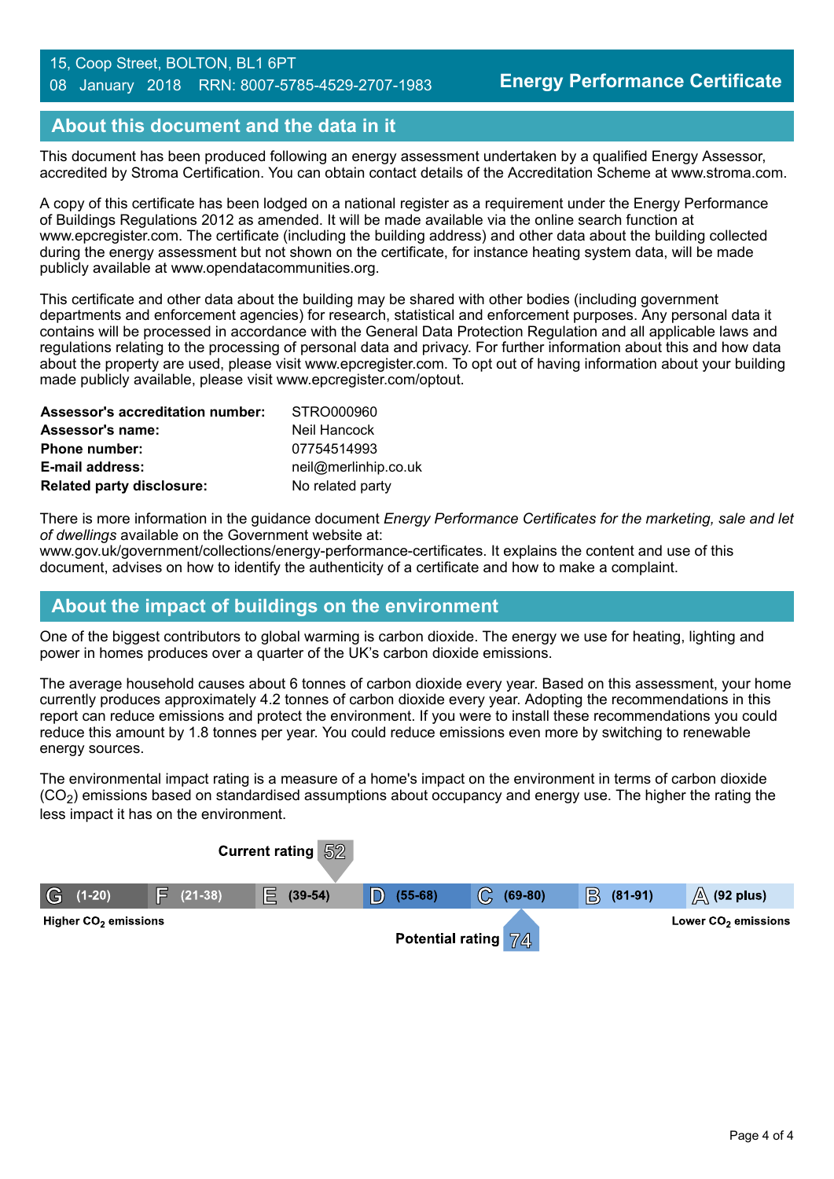15, Coop Street, BOLTON, BL1 6PT
08 January 2018 RRN: 8007-5785-4529-2707-1983

**Energy Performance Certificate**

## About this document and the data in it

This document has been produced following an energy assessment undertaken by a qualified Energy Assessor, accredited by Stroma Certification. You can obtain contact details of the Accreditation Scheme at www.stroma.com.

A copy of this certificate has been lodged on a national register as a requirement under the Energy Performance of Buildings Regulations 2012 as amended. It will be made available via the online search function at www.epcregister.com. The certificate (including the building address) and other data about the building collected during the energy assessment but not shown on the certificate, for instance heating system data, will be made publicly available at www.opendatacommunities.org.

This certificate and other data about the building may be shared with other bodies (including government departments and enforcement agencies) for research, statistical and enforcement purposes. Any personal data it contains will be processed in accordance with the General Data Protection Regulation and all applicable laws and regulations relating to the processing of personal data and privacy. For further information about this and how data about the property are used, please visit www.epcregister.com. To opt out of having information about your building made publicly available, please visit www.epcregister.com/optout.

| | |
|---|---|
| **Assessor's accreditation number:** | STRO000960 |
| **Assessor's name:** | Neil Hancock |
| **Phone number:** | 07754514993 |
| **E-mail address:** | neil@merlinhip.co.uk |
| **Related party disclosure:** | No related party |

There is more information in the guidance document *Energy Performance Certificates for the marketing, sale and let of dwellings* available on the Government website at: www.gov.uk/government/collections/energy-performance-certificates. It explains the content and use of this document, advises on how to identify the authenticity of a certificate and how to make a complaint.

## About the impact of buildings on the environment

One of the biggest contributors to global warming is carbon dioxide. The energy we use for heating, lighting and power in homes produces over a quarter of the UK's carbon dioxide emissions.

The average household causes about 6 tonnes of carbon dioxide every year. Based on this assessment, your home currently produces approximately 4.2 tonnes of carbon dioxide every year. Adopting the recommendations in this report can reduce emissions and protect the environment. If you were to install these recommendations you could reduce this amount by 1.8 tonnes per year. You could reduce emissions even more by switching to renewable energy sources.

The environmental impact rating is a measure of a home's impact on the environment in terms of carbon dioxide ($CO_2$) emissions based on standardised assumptions about occupancy and energy use. The higher the rating the less impact it has on the environment.

Current rating 52

G (1-20) F (21-38) E (39-54) D (55-68) C (69-80) B (81-91) A (92 plus)

Higher $CO_2$ emissions

Lower $CO_2$ emissions

Potential rating 74